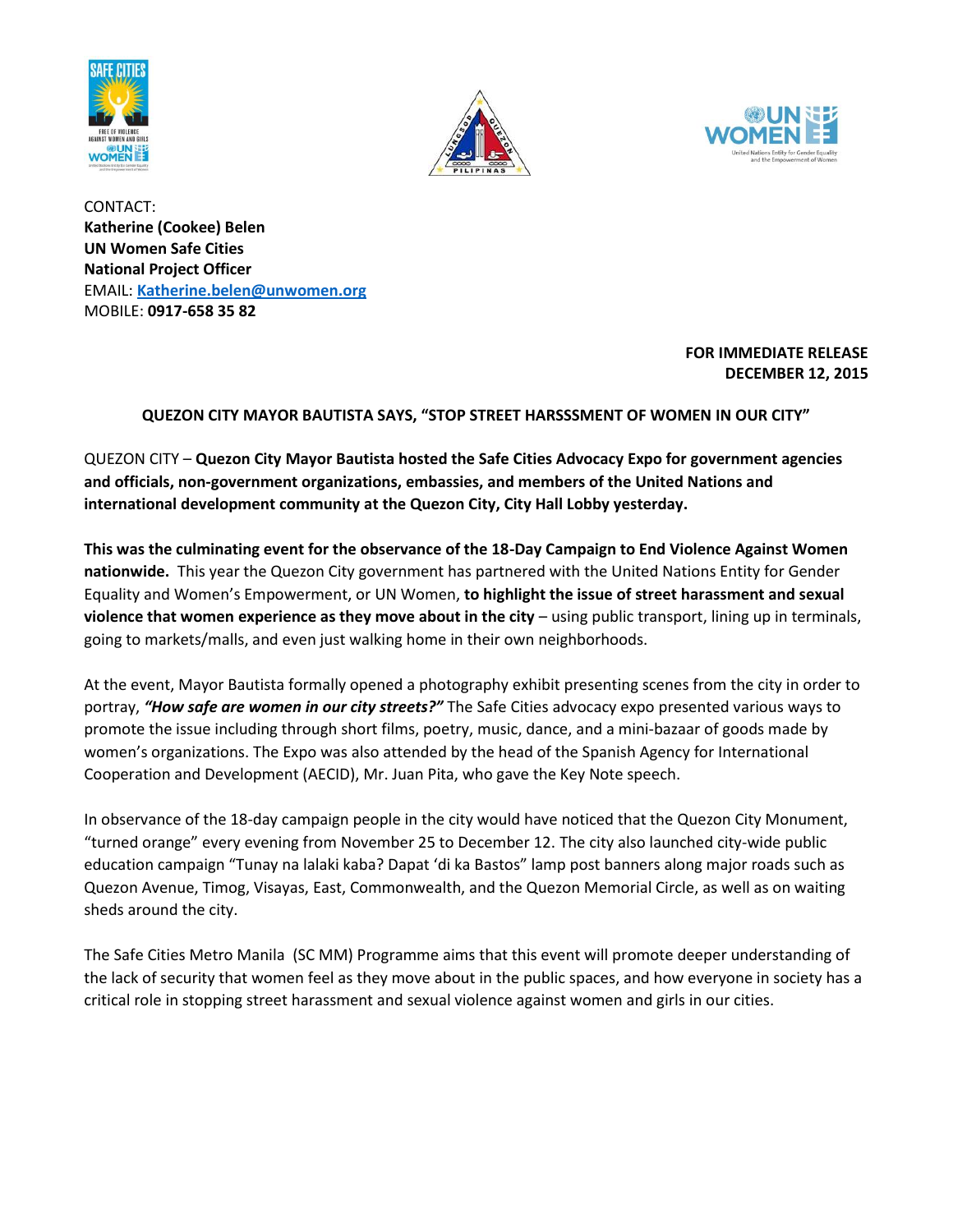CONTACT:
**Katherine (Cookee) Belen**
**UN Women Safe Cities**
**National Project Officer**
EMAIL: **Katherine.belen@unwomen.org**
MOBILE: **0917-658 35 82**

**FOR IMMEDIATE RELEASE**
**DECEMBER 12, 2015**

**QUEZON CITY MAYOR BAUTISTA SAYS, "STOP STREET HARSSSMENT OF WOMEN IN OUR CITY"**

QUEZON CITY – **Quezon City Mayor Bautista hosted the Safe Cities Advocacy Expo for government agencies and officials, non-government organizations, embassies, and members of the United Nations and international development community at the Quezon City, City Hall Lobby yesterday.**

**This was the culminating event for the observance of the 18-Day Campaign to End Violence Against Women nationwide.** This year the Quezon City government has partnered with the United Nations Entity for Gender Equality and Women's Empowerment, or UN Women, **to highlight the issue of street harassment and sexual violence that women experience as they move about in the city** – using public transport, lining up in terminals, going to markets/malls, and even just walking home in their own neighborhoods.

At the event, Mayor Bautista formally opened a photography exhibit presenting scenes from the city in order to portray, ***"How safe are women in our city streets?"*** The Safe Cities advocacy expo presented various ways to promote the issue including through short films, poetry, music, dance, and a mini-bazaar of goods made by women's organizations. The Expo was also attended by the head of the Spanish Agency for International Cooperation and Development (AECID), Mr. Juan Pita, who gave the Key Note speech.

In observance of the 18-day campaign people in the city would have noticed that the Quezon City Monument, "turned orange" every evening from November 25 to December 12. The city also launched city-wide public education campaign "Tunay na lalaki kaba? Dapat 'di ka Bastos" lamp post banners along major roads such as Quezon Avenue, Timog, Visayas, East, Commonwealth, and the Quezon Memorial Circle, as well as on waiting sheds around the city.

The Safe Cities Metro Manila (SC MM) Programme aims that this event will promote deeper understanding of the lack of security that women feel as they move about in the public spaces, and how everyone in society has a critical role in stopping street harassment and sexual violence against women and girls in our cities.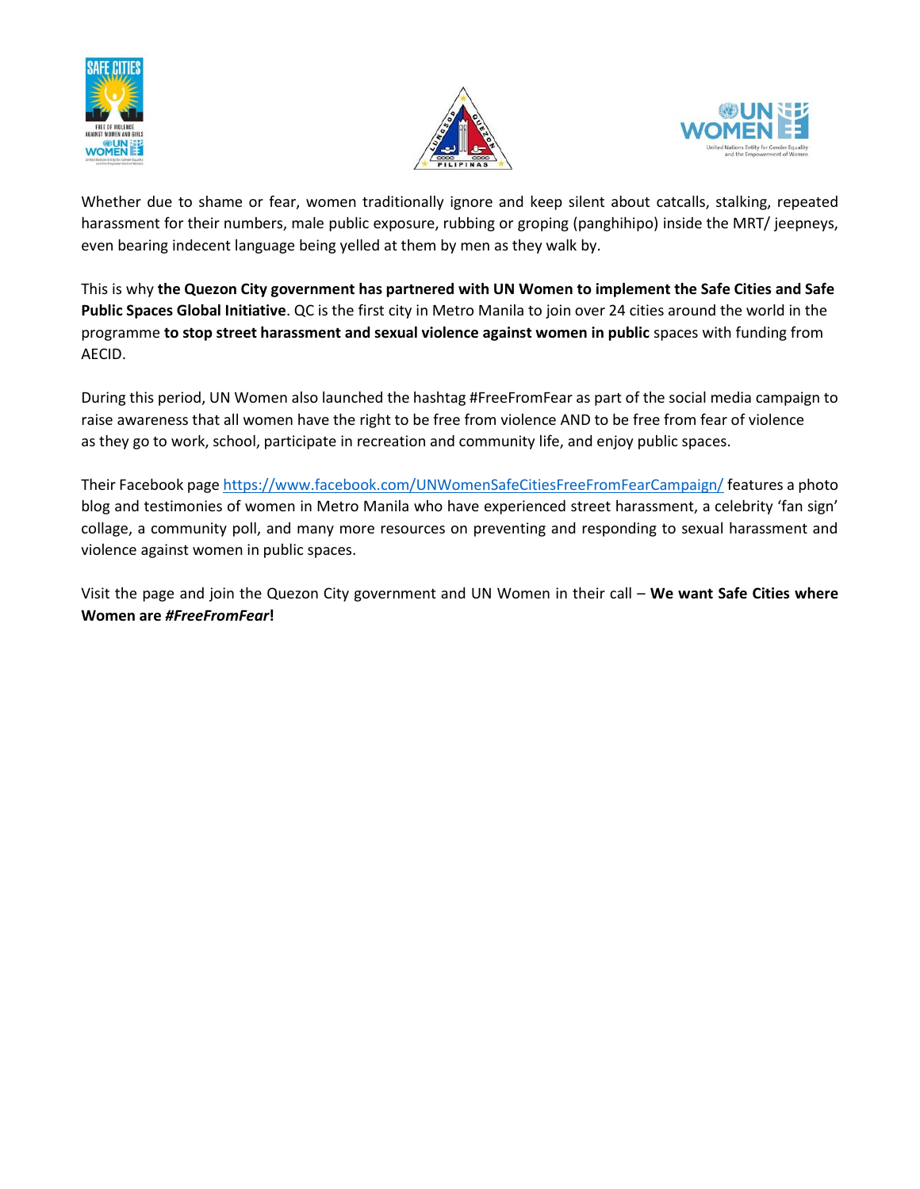Whether due to shame or fear, women traditionally ignore and keep silent about catcalls, stalking, repeated harassment for their numbers, male public exposure, rubbing or groping (panghihipo) inside the MRT/ jeepneys, even bearing indecent language being yelled at them by men as they walk by.

This is why **the Quezon City government has partnered with UN Women to implement the Safe Cities and Safe Public Spaces Global Initiative**. QC is the first city in Metro Manila to join over 24 cities around the world in the programme **to stop street harassment and sexual violence against women in public** spaces with funding from AECID.

During this period, UN Women also launched the hashtag #FreeFromFear as part of the social media campaign to raise awareness that all women have the right to be free from violence AND to be free from fear of violence as they go to work, school, participate in recreation and community life, and enjoy public spaces.

Their Facebook page [https://www.facebook.com/UNWomenSafeCitiesFreeFromFearCampaign/](https://www.facebook.com/UNWomenSafeCitiesFreeFromFearCampaign/) features a photo blog and testimonies of women in Metro Manila who have experienced street harassment, a celebrity 'fan sign' collage, a community poll, and many more resources on preventing and responding to sexual harassment and violence against women in public spaces.

Visit the page and join the Quezon City government and UN Women in their call – **We want Safe Cities where Women are *#FreeFromFear*!**